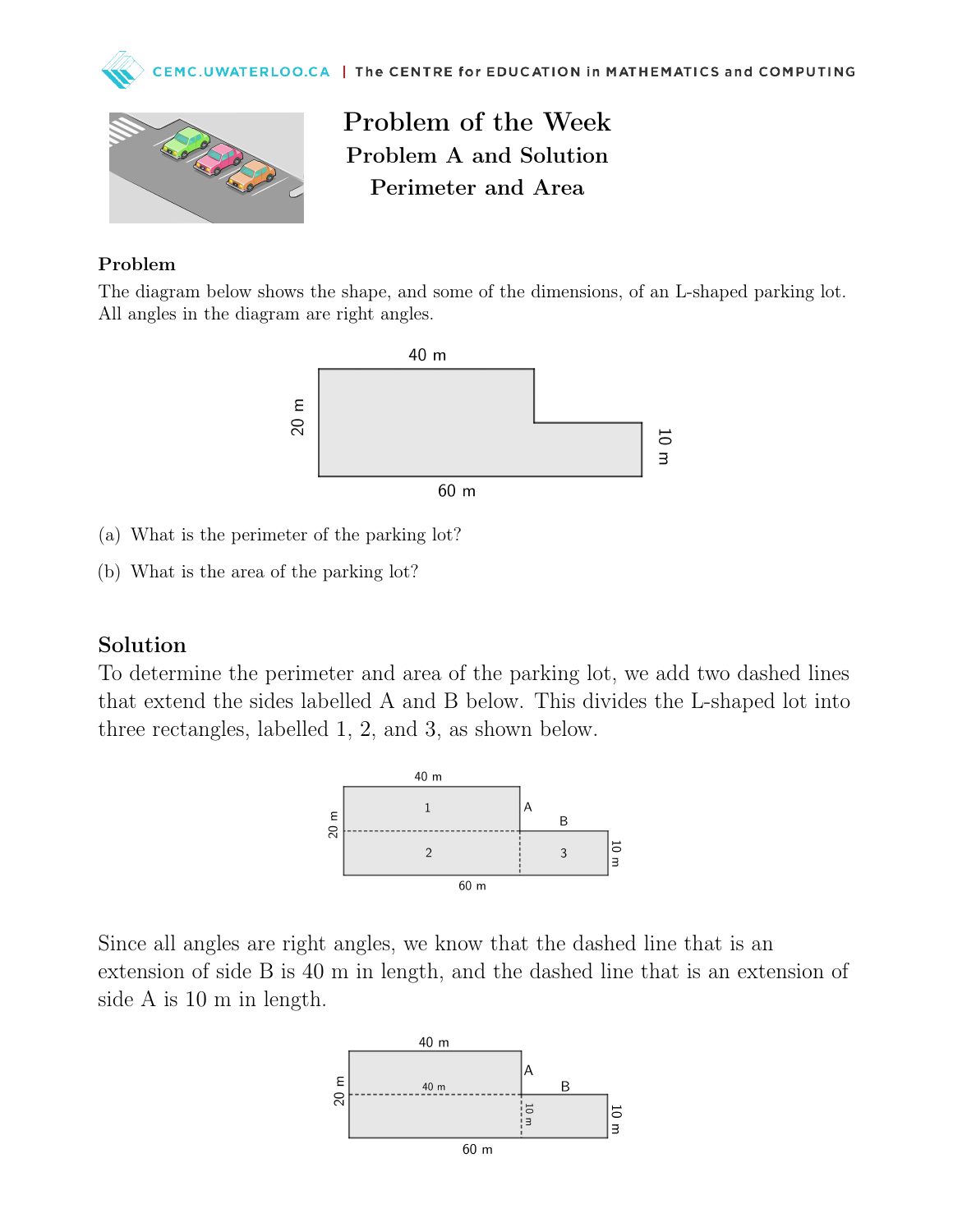# Problem of the Week

## Problem A and Solution

## Perimeter and Area

### Problem

The diagram below shows the shape, and some of the dimensions, of an L-shaped parking lot. All angles in the diagram are right angles.

(a) What is the perimeter of the parking lot?

(b) What is the area of the parking lot?

## Solution

To determine the perimeter and area of the parking lot, we add two dashed lines that extend the sides labelled A and B below. This divides the L-shaped lot into three rectangles, labelled 1, 2, and 3, as shown below.

Since all angles are right angles, we know that the dashed line that is an extension of side B is 40 m in length, and the dashed line that is an extension of side A is 10 m in length.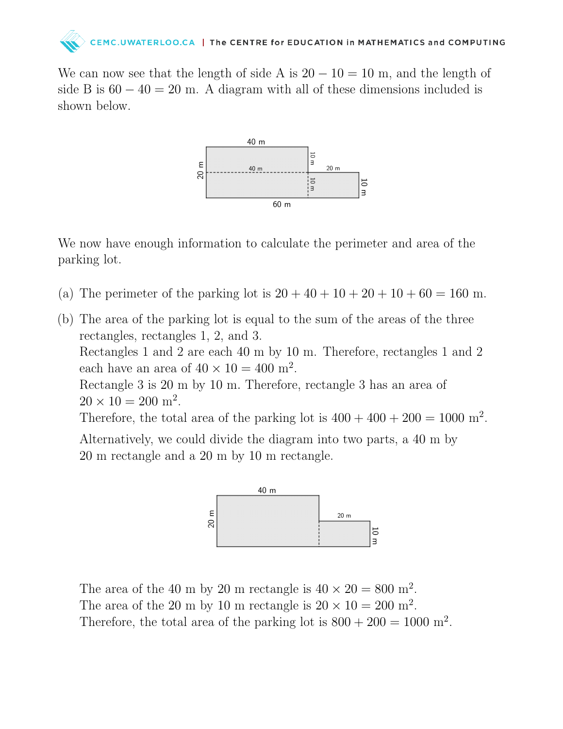We can now see that the length of side A is $20 - 10 = 10$ m, and the length of side B is $60 - 40 = 20$ m. A diagram with all of these dimensions included is shown below.

40 m
20 m
40 m
10 m
10 m
20 m
10 m
60 m

We now have enough information to calculate the perimeter and area of the parking lot.

(a) The perimeter of the parking lot is $20 + 40 + 10 + 20 + 10 + 60 = 160$ m.

(b) The area of the parking lot is equal to the sum of the areas of the three rectangles, rectangles 1, 2, and 3.
Rectangles 1 and 2 are each 40 m by 10 m. Therefore, rectangles 1 and 2 each have an area of $40 \times 10 = 400$ m$^2$.
Rectangle 3 is 20 m by 10 m. Therefore, rectangle 3 has an area of $20 \times 10 = 200$ m$^2$.
Therefore, the total area of the parking lot is $400 + 400 + 200 = 1000$ m$^2$.

Alternatively, we could divide the diagram into two parts, a 40 m by 20 m rectangle and a 20 m by 10 m rectangle.

40 m
20 m
20 m
10 m

The area of the 40 m by 20 m rectangle is $40 \times 20 = 800$ m$^2$.
The area of the 20 m by 10 m rectangle is $20 \times 10 = 200$ m$^2$.
Therefore, the total area of the parking lot is $800 + 200 = 1000$ m$^2$.